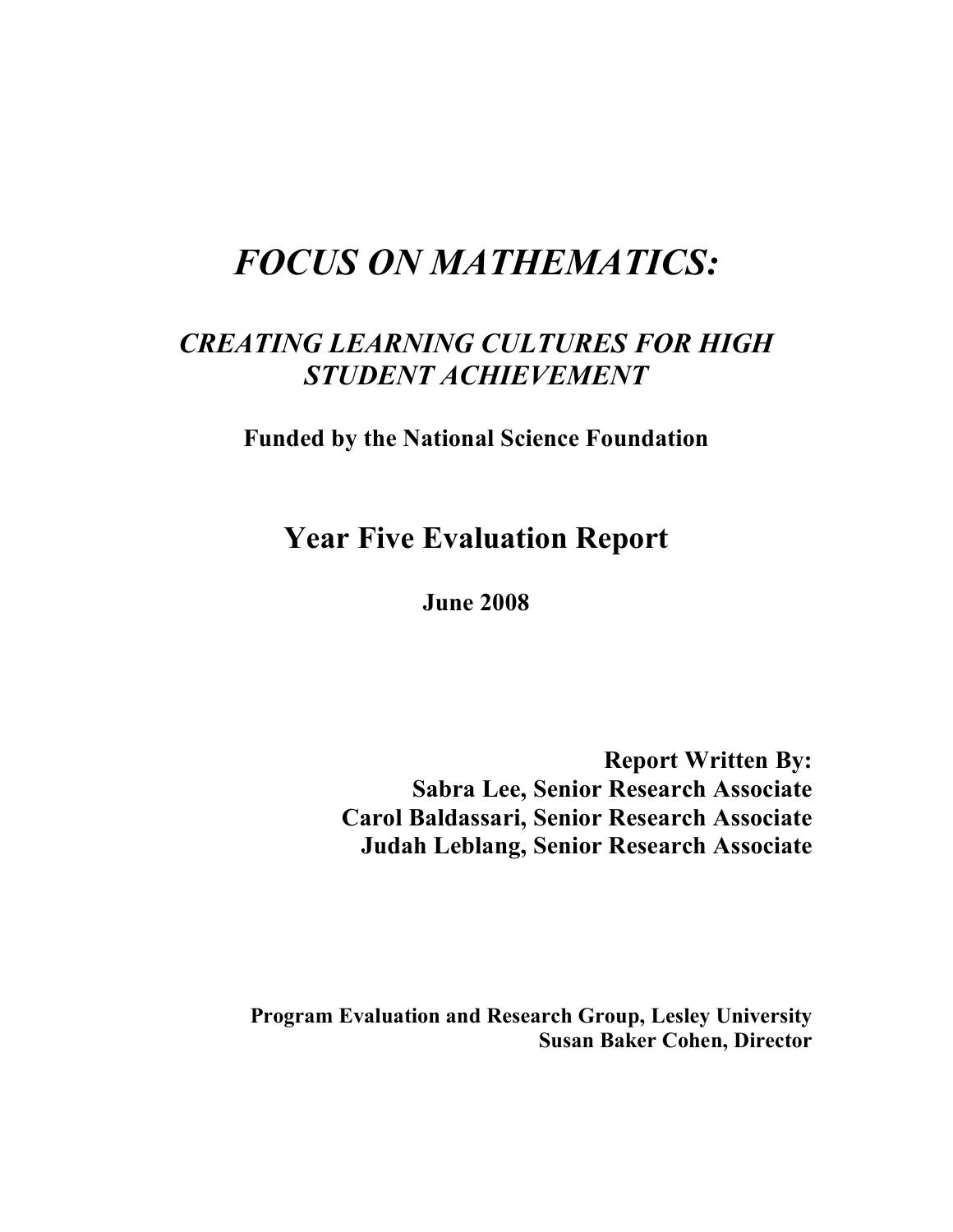# *FOCUS ON MATHEMATICS:*

## *CREATING LEARNING CULTURES FOR HIGH STUDENT ACHIEVEMENT*

**Funded by the National Science Foundation**

## Year Five Evaluation Report

**June 2008**

**Report Written By:**
**Sabra Lee, Senior Research Associate**
**Carol Baldassari, Senior Research Associate**
**Judah Leblang, Senior Research Associate**

**Program Evaluation and Research Group, Lesley University**
**Susan Baker Cohen, Director**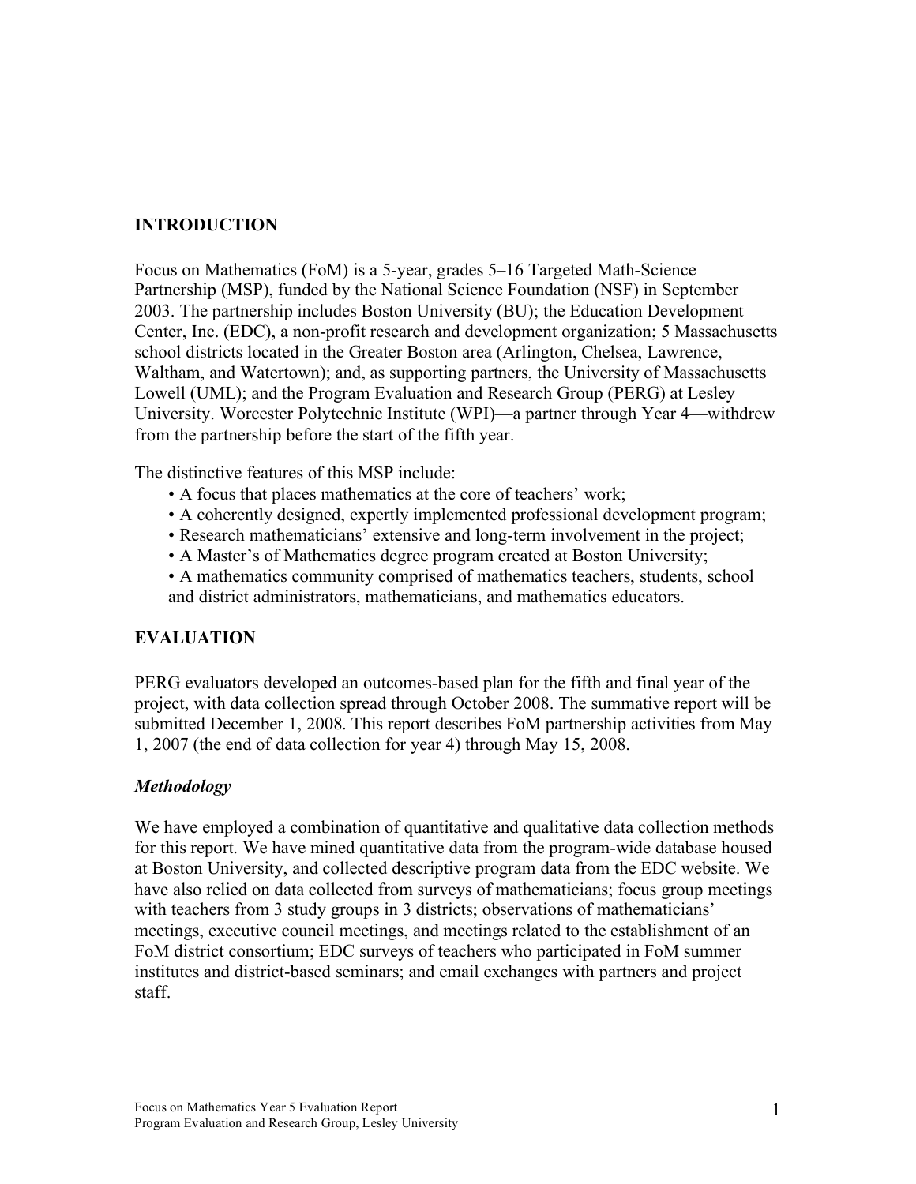## INTRODUCTION

Focus on Mathematics (FoM) is a 5-year, grades 5–16 Targeted Math-Science Partnership (MSP), funded by the National Science Foundation (NSF) in September 2003. The partnership includes Boston University (BU); the Education Development Center, Inc. (EDC), a non-profit research and development organization; 5 Massachusetts school districts located in the Greater Boston area (Arlington, Chelsea, Lawrence, Waltham, and Watertown); and, as supporting partners, the University of Massachusetts Lowell (UML); and the Program Evaluation and Research Group (PERG) at Lesley University. Worcester Polytechnic Institute (WPI)—a partner through Year 4—withdrew from the partnership before the start of the fifth year.

The distinctive features of this MSP include:

- A focus that places mathematics at the core of teachers' work;
- A coherently designed, expertly implemented professional development program;
- Research mathematicians' extensive and long-term involvement in the project;
- A Master's of Mathematics degree program created at Boston University;
- A mathematics community comprised of mathematics teachers, students, school and district administrators, mathematicians, and mathematics educators.

## EVALUATION

PERG evaluators developed an outcomes-based plan for the fifth and final year of the project, with data collection spread through October 2008. The summative report will be submitted December 1, 2008. This report describes FoM partnership activities from May 1, 2007 (the end of data collection for year 4) through May 15, 2008.

### *Methodology*

We have employed a combination of quantitative and qualitative data collection methods for this report. We have mined quantitative data from the program-wide database housed at Boston University, and collected descriptive program data from the EDC website. We have also relied on data collected from surveys of mathematicians; focus group meetings with teachers from 3 study groups in 3 districts; observations of mathematicians' meetings, executive council meetings, and meetings related to the establishment of an FoM district consortium; EDC surveys of teachers who participated in FoM summer institutes and district-based seminars; and email exchanges with partners and project staff.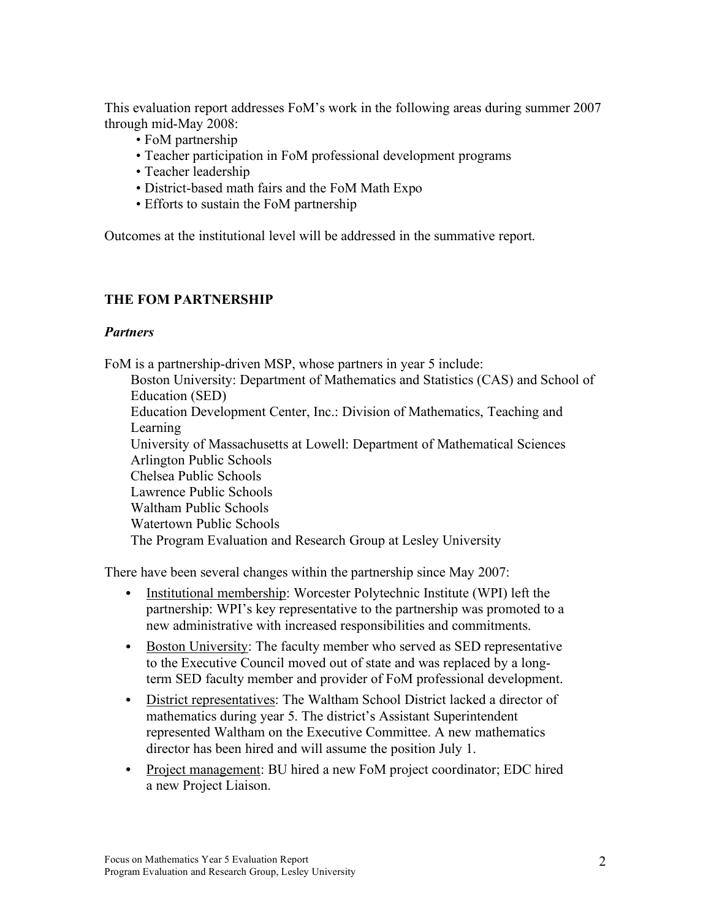This evaluation report addresses FoM's work in the following areas during summer 2007 through mid-May 2008:

- FoM partnership
- Teacher participation in FoM professional development programs
- Teacher leadership
- District-based math fairs and the FoM Math Expo
- Efforts to sustain the FoM partnership

Outcomes at the institutional level will be addressed in the summative report.

## THE FOM PARTNERSHIP

### *Partners*

FoM is a partnership-driven MSP, whose partners in year 5 include:

Boston University: Department of Mathematics and Statistics (CAS) and School of Education (SED)
Education Development Center, Inc.: Division of Mathematics, Teaching and Learning
University of Massachusetts at Lowell: Department of Mathematical Sciences
Arlington Public Schools
Chelsea Public Schools
Lawrence Public Schools
Waltham Public Schools
Watertown Public Schools
The Program Evaluation and Research Group at Lesley University

There have been several changes within the partnership since May 2007:

- Institutional membership: Worcester Polytechnic Institute (WPI) left the partnership: WPI's key representative to the partnership was promoted to a new administrative with increased responsibilities and commitments.
- Boston University: The faculty member who served as SED representative to the Executive Council moved out of state and was replaced by a long-term SED faculty member and provider of FoM professional development.
- District representatives: The Waltham School District lacked a director of mathematics during year 5. The district's Assistant Superintendent represented Waltham on the Executive Committee. A new mathematics director has been hired and will assume the position July 1.
- Project management: BU hired a new FoM project coordinator; EDC hired a new Project Liaison.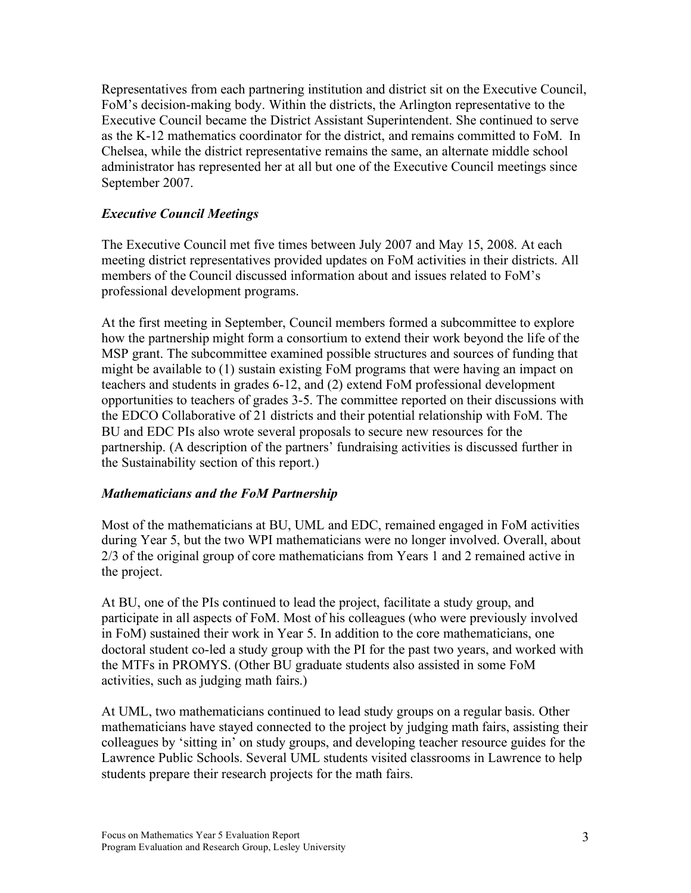Representatives from each partnering institution and district sit on the Executive Council, FoM's decision-making body. Within the districts, the Arlington representative to the Executive Council became the District Assistant Superintendent. She continued to serve as the K-12 mathematics coordinator for the district, and remains committed to FoM. In Chelsea, while the district representative remains the same, an alternate middle school administrator has represented her at all but one of the Executive Council meetings since September 2007.

### *Executive Council Meetings*

The Executive Council met five times between July 2007 and May 15, 2008. At each meeting district representatives provided updates on FoM activities in their districts. All members of the Council discussed information about and issues related to FoM's professional development programs.

At the first meeting in September, Council members formed a subcommittee to explore how the partnership might form a consortium to extend their work beyond the life of the MSP grant. The subcommittee examined possible structures and sources of funding that might be available to (1) sustain existing FoM programs that were having an impact on teachers and students in grades 6-12, and (2) extend FoM professional development opportunities to teachers of grades 3-5. The committee reported on their discussions with the EDCO Collaborative of 21 districts and their potential relationship with FoM. The BU and EDC PIs also wrote several proposals to secure new resources for the partnership. (A description of the partners' fundraising activities is discussed further in the Sustainability section of this report.)

### *Mathematicians and the FoM Partnership*

Most of the mathematicians at BU, UML and EDC, remained engaged in FoM activities during Year 5, but the two WPI mathematicians were no longer involved. Overall, about 2/3 of the original group of core mathematicians from Years 1 and 2 remained active in the project.

At BU, one of the PIs continued to lead the project, facilitate a study group, and participate in all aspects of FoM. Most of his colleagues (who were previously involved in FoM) sustained their work in Year 5. In addition to the core mathematicians, one doctoral student co-led a study group with the PI for the past two years, and worked with the MTFs in PROMYS. (Other BU graduate students also assisted in some FoM activities, such as judging math fairs.)

At UML, two mathematicians continued to lead study groups on a regular basis. Other mathematicians have stayed connected to the project by judging math fairs, assisting their colleagues by 'sitting in' on study groups, and developing teacher resource guides for the Lawrence Public Schools. Several UML students visited classrooms in Lawrence to help students prepare their research projects for the math fairs.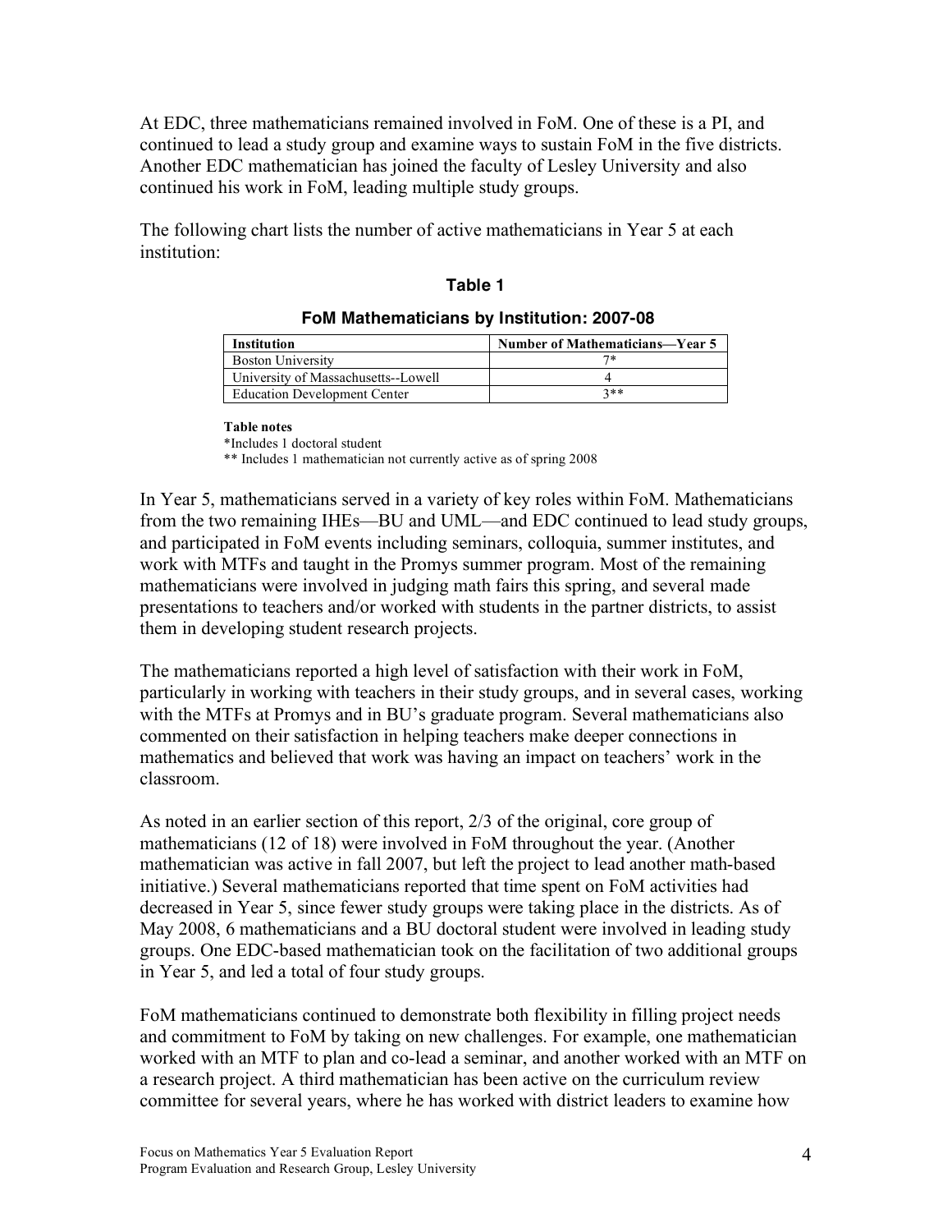At EDC, three mathematicians remained involved in FoM. One of these is a PI, and continued to lead a study group and examine ways to sustain FoM in the five districts. Another EDC mathematician has joined the faculty of Lesley University and also continued his work in FoM, leading multiple study groups.

The following chart lists the number of active mathematicians in Year 5 at each institution:

**Table 1**

**FoM Mathematicians by Institution: 2007-08**

| Institution | Number of Mathematicians—Year 5 |
| --- | --- |
| Boston University | 7* |
| University of Massachusetts--Lowell | 4 |
| Education Development Center | 3** |

**Table notes**
*Includes 1 doctoral student
** Includes 1 mathematician not currently active as of spring 2008

In Year 5, mathematicians served in a variety of key roles within FoM. Mathematicians from the two remaining IHEs—BU and UML—and EDC continued to lead study groups, and participated in FoM events including seminars, colloquia, summer institutes, and work with MTFs and taught in the Promys summer program. Most of the remaining mathematicians were involved in judging math fairs this spring, and several made presentations to teachers and/or worked with students in the partner districts, to assist them in developing student research projects.

The mathematicians reported a high level of satisfaction with their work in FoM, particularly in working with teachers in their study groups, and in several cases, working with the MTFs at Promys and in BU's graduate program. Several mathematicians also commented on their satisfaction in helping teachers make deeper connections in mathematics and believed that work was having an impact on teachers' work in the classroom.

As noted in an earlier section of this report, 2/3 of the original, core group of mathematicians (12 of 18) were involved in FoM throughout the year. (Another mathematician was active in fall 2007, but left the project to lead another math-based initiative.) Several mathematicians reported that time spent on FoM activities had decreased in Year 5, since fewer study groups were taking place in the districts. As of May 2008, 6 mathematicians and a BU doctoral student were involved in leading study groups. One EDC-based mathematician took on the facilitation of two additional groups in Year 5, and led a total of four study groups.

FoM mathematicians continued to demonstrate both flexibility in filling project needs and commitment to FoM by taking on new challenges. For example, one mathematician worked with an MTF to plan and co-lead a seminar, and another worked with an MTF on a research project. A third mathematician has been active on the curriculum review committee for several years, where he has worked with district leaders to examine how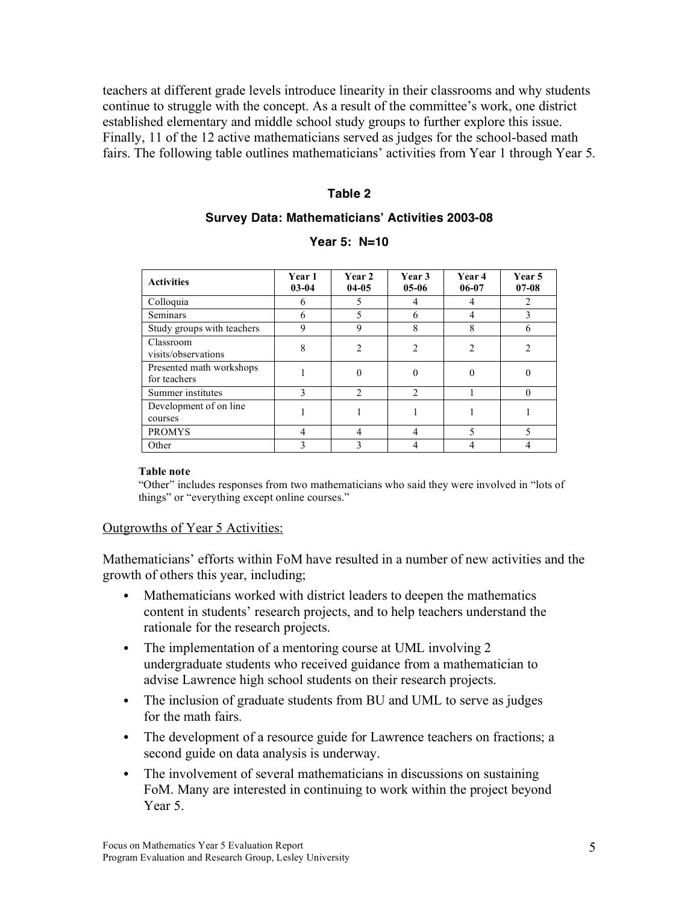teachers at different grade levels introduce linearity in their classrooms and why students continue to struggle with the concept. As a result of the committee's work, one district established elementary and middle school study groups to further explore this issue. Finally, 11 of the 12 active mathematicians served as judges for the school-based math fairs. The following table outlines mathematicians' activities from Year 1 through Year 5.

**Table 2**

**Survey Data: Mathematicians' Activities 2003-08**

**Year 5: N=10**

| Activities | Year 1 03-04 | Year 2 04-05 | Year 3 05-06 | Year 4 06-07 | Year 5 07-08 |
|---|---|---|---|---|---|
| Colloquia | 6 | 5 | 4 | 4 | 2 |
| Seminars | 6 | 5 | 6 | 4 | 3 |
| Study groups with teachers | 9 | 9 | 8 | 8 | 6 |
| Classroom visits/observations | 8 | 2 | 2 | 2 | 2 |
| Presented math workshops for teachers | 1 | 0 | 0 | 0 | 0 |
| Summer institutes | 3 | 2 | 2 | 1 | 0 |
| Development of on line courses | 1 | 1 | 1 | 1 | 1 |
| PROMYS | 4 | 4 | 4 | 5 | 5 |
| Other | 3 | 3 | 4 | 4 | 4 |

**Table note**
"Other" includes responses from two mathematicians who said they were involved in "lots of things" or "everything except online courses."

Outgrowths of Year 5 Activities:

Mathematicians' efforts within FoM have resulted in a number of new activities and the growth of others this year, including;

- Mathematicians worked with district leaders to deepen the mathematics content in students' research projects, and to help teachers understand the rationale for the research projects.
- The implementation of a mentoring course at UML involving 2 undergraduate students who received guidance from a mathematician to advise Lawrence high school students on their research projects.
- The inclusion of graduate students from BU and UML to serve as judges for the math fairs.
- The development of a resource guide for Lawrence teachers on fractions; a second guide on data analysis is underway.
- The involvement of several mathematicians in discussions on sustaining FoM. Many are interested in continuing to work within the project beyond Year 5.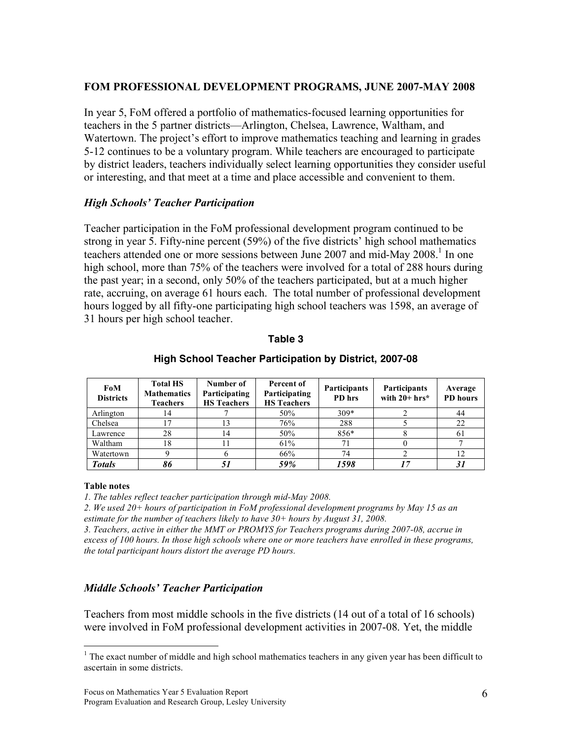## FOM PROFESSIONAL DEVELOPMENT PROGRAMS, JUNE 2007-MAY 2008

In year 5, FoM offered a portfolio of mathematics-focused learning opportunities for teachers in the 5 partner districts—Arlington, Chelsea, Lawrence, Waltham, and Watertown. The project's effort to improve mathematics teaching and learning in grades 5-12 continues to be a voluntary program. While teachers are encouraged to participate by district leaders, teachers individually select learning opportunities they consider useful or interesting, and that meet at a time and place accessible and convenient to them.

### *High Schools' Teacher Participation*

Teacher participation in the FoM professional development program continued to be strong in year 5. Fifty-nine percent (59%) of the five districts' high school mathematics teachers attended one or more sessions between June 2007 and mid-May 2008.[1] In one high school, more than 75% of the teachers were involved for a total of 288 hours during the past year; in a second, only 50% of the teachers participated, but at a much higher rate, accruing, on average 61 hours each. The total number of professional development hours logged by all fifty-one participating high school teachers was 1598, an average of 31 hours per high school teacher.

**Table 3**

**High School Teacher Participation by District, 2007-08**

| FoM Districts | Total HS Mathematics Teachers | Number of Participating HS Teachers | Percent of Participating HS Teachers | Participants PD hrs | Participants with 20+ hrs* | Average PD hours |
|---|---|---|---|---|---|---|
| Arlington | 14 | 7 | 50% | 309* | 2 | 44 |
| Chelsea | 17 | 13 | 76% | 288 | 5 | 22 |
| Lawrence | 28 | 14 | 50% | 856* | 8 | 61 |
| Waltham | 18 | 11 | 61% | 71 | 0 | 7 |
| Watertown | 9 | 6 | 66% | 74 | 2 | 12 |
| ***Totals*** | ***86*** | ***51*** | ***59%*** | ***1598*** | ***17*** | ***31*** |

**Table notes**

*1. The tables reflect teacher participation through mid-May 2008.*

*2. We used 20+ hours of participation in FoM professional development programs by May 15 as an estimate for the number of teachers likely to have 30+ hours by August 31, 2008.*

*3. Teachers, active in either the MMT or PROMYS for Teachers programs during 2007-08, accrue in excess of 100 hours. In those high schools where one or more teachers have enrolled in these programs, the total participant hours distort the average PD hours.*

### *Middle Schools' Teacher Participation*

Teachers from most middle schools in the five districts (14 out of a total of 16 schools) were involved in FoM professional development activities in 2007-08. Yet, the middle

[1] The exact number of middle and high school mathematics teachers in any given year has been difficult to ascertain in some districts.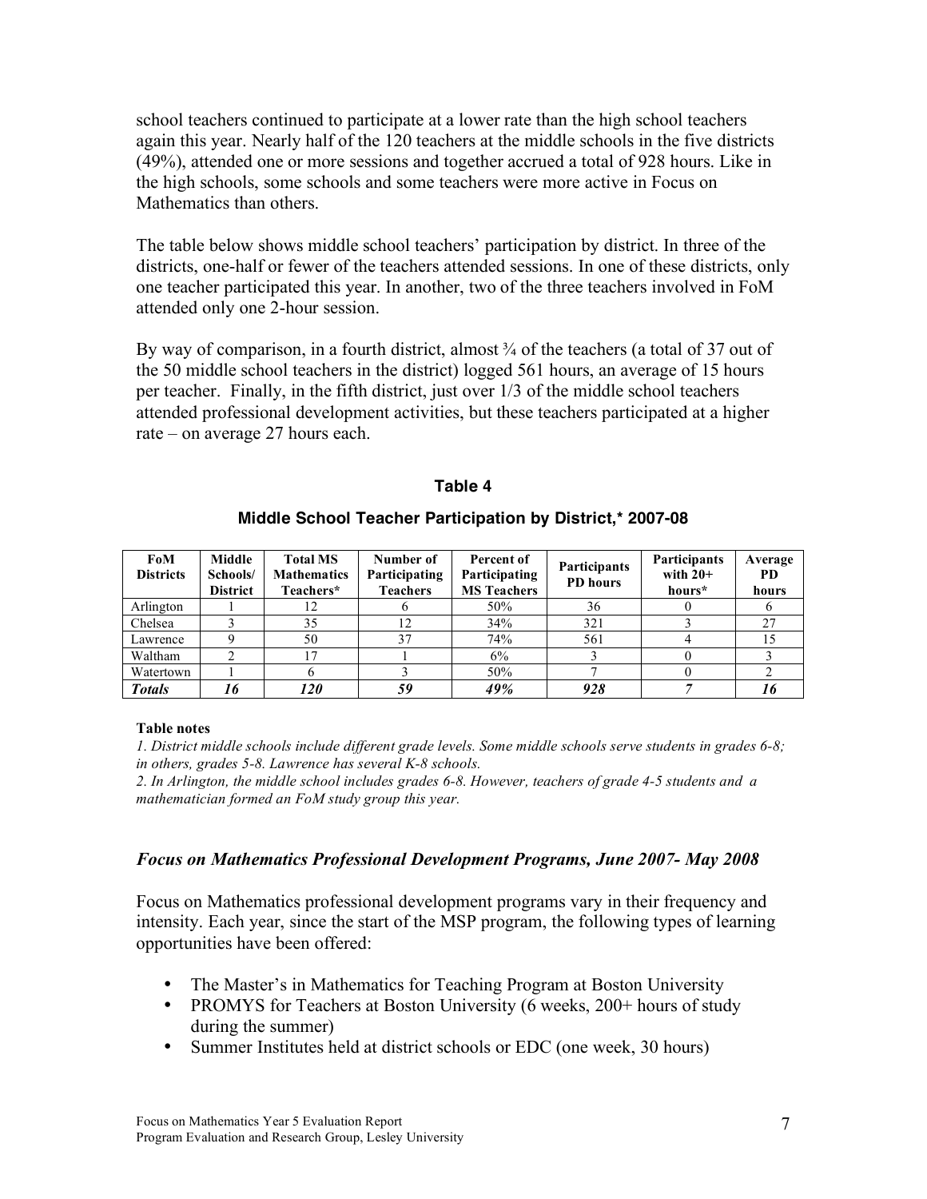school teachers continued to participate at a lower rate than the high school teachers again this year. Nearly half of the 120 teachers at the middle schools in the five districts (49%), attended one or more sessions and together accrued a total of 928 hours. Like in the high schools, some schools and some teachers were more active in Focus on Mathematics than others.

The table below shows middle school teachers' participation by district. In three of the districts, one-half or fewer of the teachers attended sessions. In one of these districts, only one teacher participated this year. In another, two of the three teachers involved in FoM attended only one 2-hour session.

By way of comparison, in a fourth district, almost ¾ of the teachers (a total of 37 out of the 50 middle school teachers in the district) logged 561 hours, an average of 15 hours per teacher. Finally, in the fifth district, just over 1/3 of the middle school teachers attended professional development activities, but these teachers participated at a higher rate – on average 27 hours each.

**Table 4**

**Middle School Teacher Participation by District,* 2007-08**

| FoM Districts | Middle Schools/ District | Total MS Mathematics Teachers* | Number of Participating Teachers | Percent of Participating MS Teachers | Participants PD hours | Participants with 20+ hours* | Average PD hours |
|---|---|---|---|---|---|---|---|
| Arlington | 1 | 12 | 6 | 50% | 36 | 0 | 6 |
| Chelsea | 3 | 35 | 12 | 34% | 321 | 3 | 27 |
| Lawrence | 9 | 50 | 37 | 74% | 561 | 4 | 15 |
| Waltham | 2 | 17 | 1 | 6% | 3 | 0 | 3 |
| Watertown | 1 | 6 | 3 | 50% | 7 | 0 | 2 |
| ***Totals*** | ***16*** | ***120*** | ***59*** | ***49%*** | ***928*** | ***7*** | ***16*** |

**Table notes**

*1. District middle schools include different grade levels. Some middle schools serve students in grades 6-8; in others, grades 5-8. Lawrence has several K-8 schools.*

*2. In Arlington, the middle school includes grades 6-8. However, teachers of grade 4-5 students and a mathematician formed an FoM study group this year.*

### *Focus on Mathematics Professional Development Programs, June 2007- May 2008*

Focus on Mathematics professional development programs vary in their frequency and intensity. Each year, since the start of the MSP program, the following types of learning opportunities have been offered:

- The Master's in Mathematics for Teaching Program at Boston University
- PROMYS for Teachers at Boston University (6 weeks, 200+ hours of study during the summer)
- Summer Institutes held at district schools or EDC (one week, 30 hours)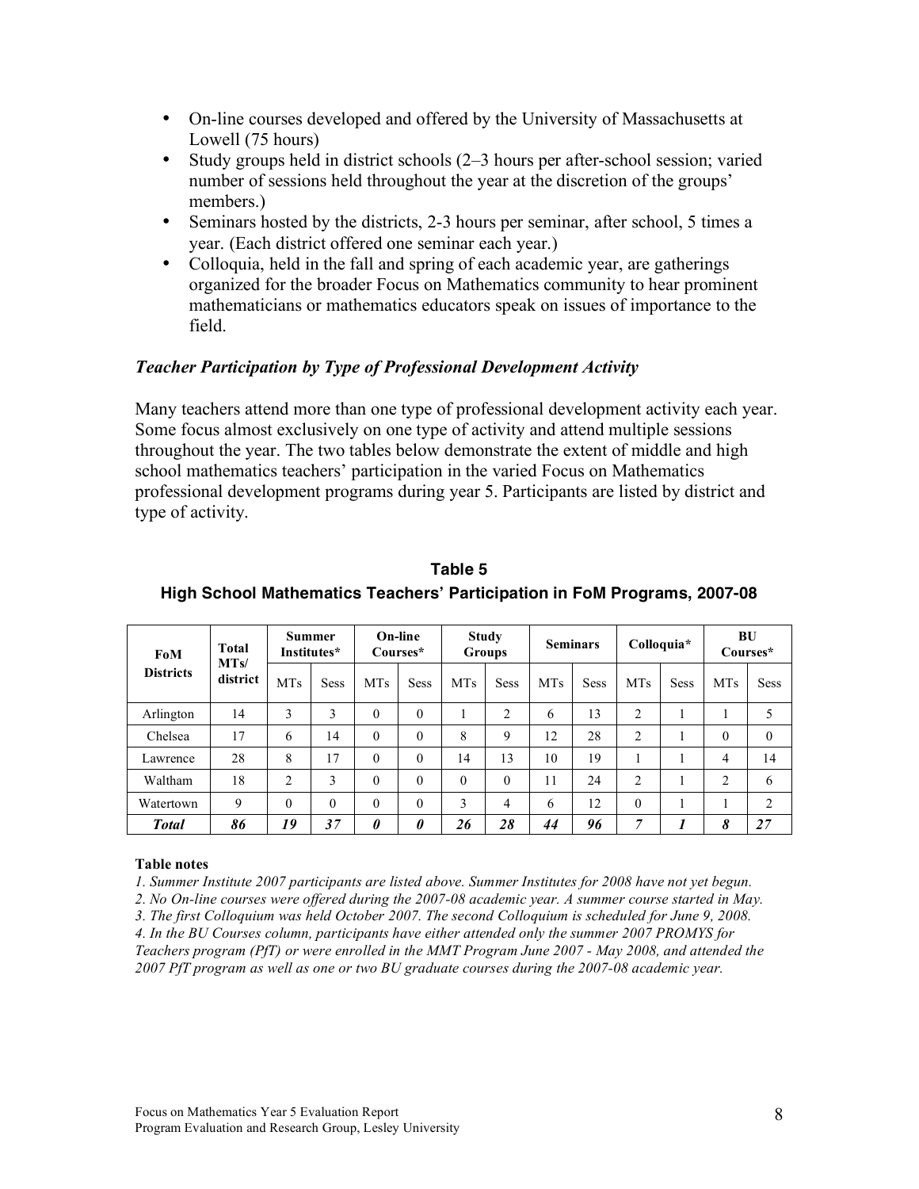- On-line courses developed and offered by the University of Massachusetts at Lowell (75 hours)
- Study groups held in district schools (2–3 hours per after-school session; varied number of sessions held throughout the year at the discretion of the groups' members.)
- Seminars hosted by the districts, 2-3 hours per seminar, after school, 5 times a year. (Each district offered one seminar each year.)
- Colloquia, held in the fall and spring of each academic year, are gatherings organized for the broader Focus on Mathematics community to hear prominent mathematicians or mathematics educators speak on issues of importance to the field.

### *Teacher Participation by Type of Professional Development Activity*

Many teachers attend more than one type of professional development activity each year. Some focus almost exclusively on one type of activity and attend multiple sessions throughout the year. The two tables below demonstrate the extent of middle and high school mathematics teachers' participation in the varied Focus on Mathematics professional development programs during year 5. Participants are listed by district and type of activity.

**Table 5**

**High School Mathematics Teachers' Participation in FoM Programs, 2007-08**

| FoM Districts | Total MTs/ district | Summer Institutes* | | On-line Courses* | | Study Groups | | Seminars | | Colloquia* | | BU Courses* | |
|---|---|---|---|---|---|---|---|---|---|---|---|---|---|
| | | MTs | Sess | MTs | Sess | MTs | Sess | MTs | Sess | MTs | Sess | MTs | Sess |
| Arlington | 14 | 3 | 3 | 0 | 0 | 1 | 2 | 6 | 13 | 2 | 1 | 1 | 5 |
| Chelsea | 17 | 6 | 14 | 0 | 0 | 8 | 9 | 12 | 28 | 2 | 1 | 0 | 0 |
| Lawrence | 28 | 8 | 17 | 0 | 0 | 14 | 13 | 10 | 19 | 1 | 1 | 4 | 14 |
| Waltham | 18 | 2 | 3 | 0 | 0 | 0 | 0 | 11 | 24 | 2 | 1 | 2 | 6 |
| Watertown | 9 | 0 | 0 | 0 | 0 | 3 | 4 | 6 | 12 | 0 | 1 | 1 | 2 |
| ***Total*** | ***86*** | ***19*** | ***37*** | ***0*** | ***0*** | ***26*** | ***28*** | ***44*** | ***96*** | ***7*** | ***1*** | ***8*** | ***27*** |

**Table notes**

*1. Summer Institute 2007 participants are listed above. Summer Institutes for 2008 have not yet begun.*

*2. No On-line courses were offered during the 2007-08 academic year. A summer course started in May.*

*3. The first Colloquium was held October 2007. The second Colloquium is scheduled for June 9, 2008.*

*4. In the BU Courses column, participants have either attended only the summer 2007 PROMYS for Teachers program (PfT) or were enrolled in the MMT Program June 2007 - May 2008, and attended the 2007 PfT program as well as one or two BU graduate courses during the 2007-08 academic year.*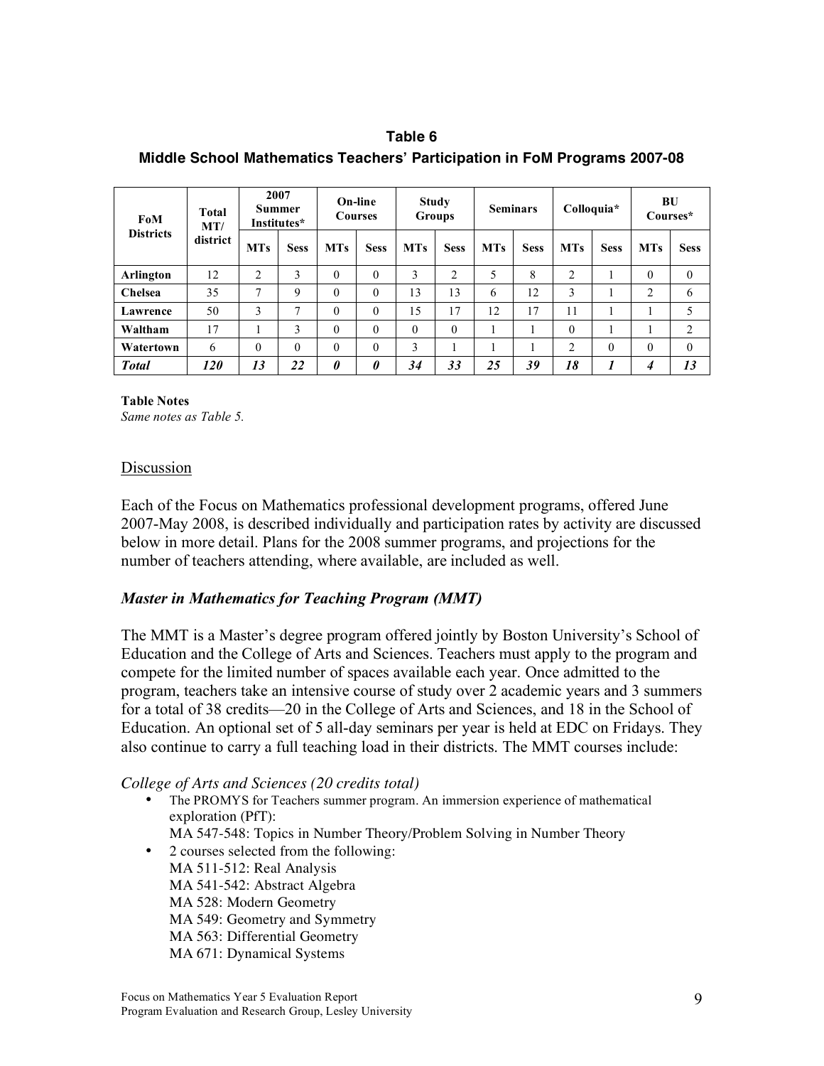**Table 6**

**Middle School Mathematics Teachers' Participation in FoM Programs 2007-08**

| FoM Districts | Total MT/ district | 2007 Summer Institutes* | | On-line Courses | | Study Groups | | Seminars | | Colloquia* | | BU Courses* | |
|---|---|---|---|---|---|---|---|---|---|---|---|---|---|
| | | MTs | Sess | MTs | Sess | MTs | Sess | MTs | Sess | MTs | Sess | MTs | Sess |
| **Arlington** | 12 | 2 | 3 | 0 | 0 | 3 | 2 | 5 | 8 | 2 | 1 | 0 | 0 |
| **Chelsea** | 35 | 7 | 9 | 0 | 0 | 13 | 13 | 6 | 12 | 3 | 1 | 2 | 6 |
| **Lawrence** | 50 | 3 | 7 | 0 | 0 | 15 | 17 | 12 | 17 | 11 | 1 | 1 | 5 |
| **Waltham** | 17 | 1 | 3 | 0 | 0 | 0 | 0 | 1 | 1 | 0 | 1 | 1 | 2 |
| **Watertown** | 6 | 0 | 0 | 0 | 0 | 3 | 1 | 1 | 1 | 2 | 0 | 0 | 0 |
| ***Total*** | ***120*** | ***13*** | ***22*** | ***0*** | ***0*** | ***34*** | ***33*** | ***25*** | ***39*** | ***18*** | ***1*** | ***4*** | ***13*** |

**Table Notes**

*Same notes as Table 5.*

## Discussion

Each of the Focus on Mathematics professional development programs, offered June 2007-May 2008, is described individually and participation rates by activity are discussed below in more detail. Plans for the 2008 summer programs, and projections for the number of teachers attending, where available, are included as well.

### *Master in Mathematics for Teaching Program (MMT)*

The MMT is a Master's degree program offered jointly by Boston University's School of Education and the College of Arts and Sciences. Teachers must apply to the program and compete for the limited number of spaces available each year. Once admitted to the program, teachers take an intensive course of study over 2 academic years and 3 summers for a total of 38 credits—20 in the College of Arts and Sciences, and 18 in the School of Education. An optional set of 5 all-day seminars per year is held at EDC on Fridays. They also continue to carry a full teaching load in their districts. The MMT courses include:

*College of Arts and Sciences (20 credits total)*

- The PROMYS for Teachers summer program. An immersion experience of mathematical exploration (PfT):
  MA 547-548: Topics in Number Theory/Problem Solving in Number Theory
- 2 courses selected from the following:
  MA 511-512: Real Analysis
  MA 541-542: Abstract Algebra
  MA 528: Modern Geometry
  MA 549: Geometry and Symmetry
  MA 563: Differential Geometry
  MA 671: Dynamical Systems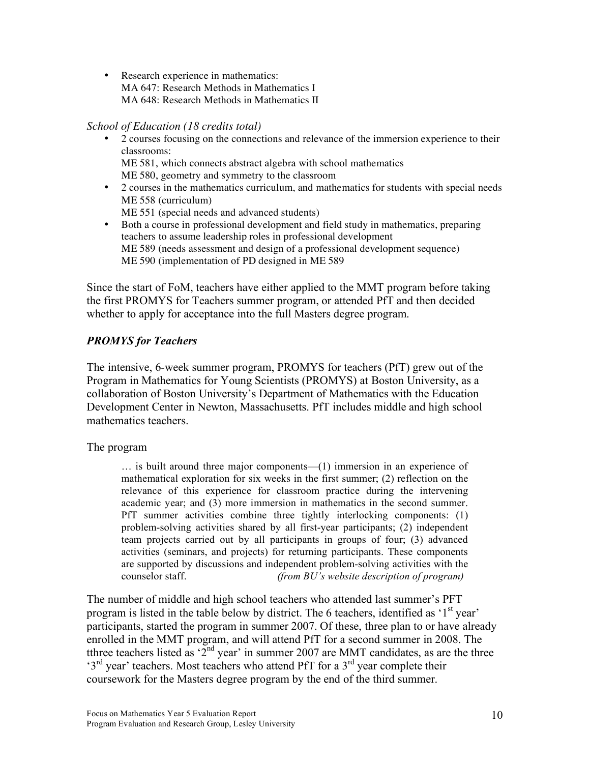- Research experience in mathematics:
  MA 647: Research Methods in Mathematics I
  MA 648: Research Methods in Mathematics II

*School of Education (18 credits total)*

- 2 courses focusing on the connections and relevance of the immersion experience to their classrooms:
  ME 581, which connects abstract algebra with school mathematics
  ME 580, geometry and symmetry to the classroom
- 2 courses in the mathematics curriculum, and mathematics for students with special needs
  ME 558 (curriculum)
  ME 551 (special needs and advanced students)
- Both a course in professional development and field study in mathematics, preparing teachers to assume leadership roles in professional development
  ME 589 (needs assessment and design of a professional development sequence)
  ME 590 (implementation of PD designed in ME 589

Since the start of FoM, teachers have either applied to the MMT program before taking the first PROMYS for Teachers summer program, or attended PfT and then decided whether to apply for acceptance into the full Masters degree program.

### *PROMYS for Teachers*

The intensive, 6-week summer program, PROMYS for teachers (PfT) grew out of the Program in Mathematics for Young Scientists (PROMYS) at Boston University, as a collaboration of Boston University's Department of Mathematics with the Education Development Center in Newton, Massachusetts. PfT includes middle and high school mathematics teachers.

The program

> … is built around three major components—(1) immersion in an experience of mathematical exploration for six weeks in the first summer; (2) reflection on the relevance of this experience for classroom practice during the intervening academic year; and (3) more immersion in mathematics in the second summer. PfT summer activities combine three tightly interlocking components: (1) problem-solving activities shared by all first-year participants; (2) independent team projects carried out by all participants in groups of four; (3) advanced activities (seminars, and projects) for returning participants. These components are supported by discussions and independent problem-solving activities with the counselor staff. *(from BU's website description of program)*

The number of middle and high school teachers who attended last summer's PFT program is listed in the table below by district. The 6 teachers, identified as '1st year' participants, started the program in summer 2007. Of these, three plan to or have already enrolled in the MMT program, and will attend PfT for a second summer in 2008. The tthree teachers listed as '2nd year' in summer 2007 are MMT candidates, as are the three '3rd year' teachers. Most teachers who attend PfT for a 3rd year complete their coursework for the Masters degree program by the end of the third summer.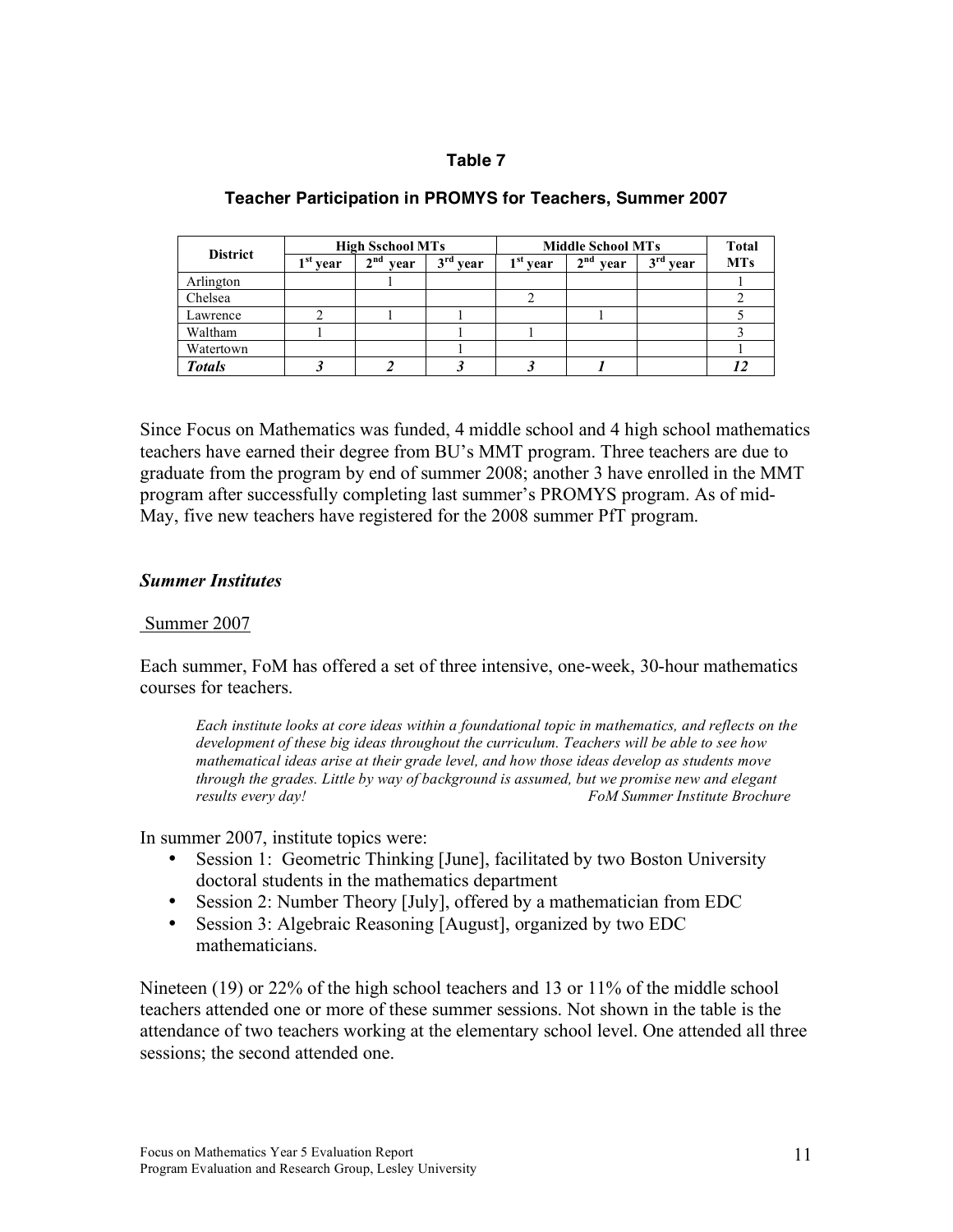**Table 7**

**Teacher Participation in PROMYS for Teachers, Summer 2007**

| District | High Sschool MTs | | | Middle School MTs | | | Total MTs |
|---|---|---|---|---|---|---|---|
| | 1st year | 2nd year | 3rd year | 1st year | 2nd year | 3rd year | |
| Arlington | | 1 | | | | | 1 |
| Chelsea | | | | 2 | | | 2 |
| Lawrence | 2 | 1 | 1 | | 1 | | 5 |
| Waltham | 1 | | 1 | 1 | | | 3 |
| Watertown | | | 1 | | | | 1 |
| ***Totals*** | ***3*** | ***2*** | ***3*** | ***3*** | ***1*** | | ***12*** |

Since Focus on Mathematics was funded, 4 middle school and 4 high school mathematics teachers have earned their degree from BU's MMT program. Three teachers are due to graduate from the program by end of summer 2008; another 3 have enrolled in the MMT program after successfully completing last summer's PROMYS program. As of mid-May, five new teachers have registered for the 2008 summer PfT program.

### *Summer Institutes*

Summer 2007

Each summer, FoM has offered a set of three intensive, one-week, 30-hour mathematics courses for teachers.

> *Each institute looks at core ideas within a foundational topic in mathematics, and reflects on the development of these big ideas throughout the curriculum. Teachers will be able to see how mathematical ideas arise at their grade level, and how those ideas develop as students move through the grades. Little by way of background is assumed, but we promise new and elegant results every day!* *FoM Summer Institute Brochure*

In summer 2007, institute topics were:

- Session 1: Geometric Thinking [June], facilitated by two Boston University doctoral students in the mathematics department
- Session 2: Number Theory [July], offered by a mathematician from EDC
- Session 3: Algebraic Reasoning [August], organized by two EDC mathematicians.

Nineteen (19) or 22% of the high school teachers and 13 or 11% of the middle school teachers attended one or more of these summer sessions. Not shown in the table is the attendance of two teachers working at the elementary school level. One attended all three sessions; the second attended one.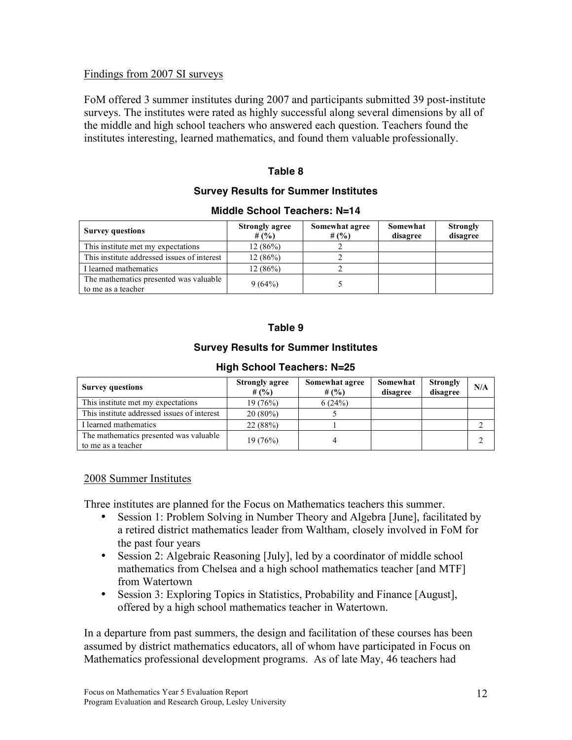Findings from 2007 SI surveys

FoM offered 3 summer institutes during 2007 and participants submitted 39 post-institute surveys. The institutes were rated as highly successful along several dimensions by all of the middle and high school teachers who answered each question. Teachers found the institutes interesting, learned mathematics, and found them valuable professionally.

**Table 8**

**Survey Results for Summer Institutes**

**Middle School Teachers: N=14**

| Survey questions | Strongly agree # (%) | Somewhat agree # (%) | Somewhat disagree | Strongly disagree |
|---|---|---|---|---|
| This institute met my expectations | 12 (86%) | 2 | | |
| This institute addressed issues of interest | 12 (86%) | 2 | | |
| I learned mathematics | 12 (86%) | 2 | | |
| The mathematics presented was valuable to me as a teacher | 9 (64%) | 5 | | |

**Table 9**

**Survey Results for Summer Institutes**

**High School Teachers: N=25**

| Survey questions | Strongly agree # (%) | Somewhat agree # (%) | Somewhat disagree | Strongly disagree | N/A |
|---|---|---|---|---|---|
| This institute met my expectations | 19 (76%) | 6 (24%) | | | |
| This institute addressed issues of interest | 20 (80%) | 5 | | | |
| I learned mathematics | 22 (88%) | 1 | | | 2 |
| The mathematics presented was valuable to me as a teacher | 19 (76%) | 4 | | | 2 |

2008 Summer Institutes

Three institutes are planned for the Focus on Mathematics teachers this summer.

- Session 1: Problem Solving in Number Theory and Algebra [June], facilitated by a retired district mathematics leader from Waltham, closely involved in FoM for the past four years
- Session 2: Algebraic Reasoning [July], led by a coordinator of middle school mathematics from Chelsea and a high school mathematics teacher [and MTF] from Watertown
- Session 3: Exploring Topics in Statistics, Probability and Finance [August], offered by a high school mathematics teacher in Watertown.

In a departure from past summers, the design and facilitation of these courses has been assumed by district mathematics educators, all of whom have participated in Focus on Mathematics professional development programs. As of late May, 46 teachers had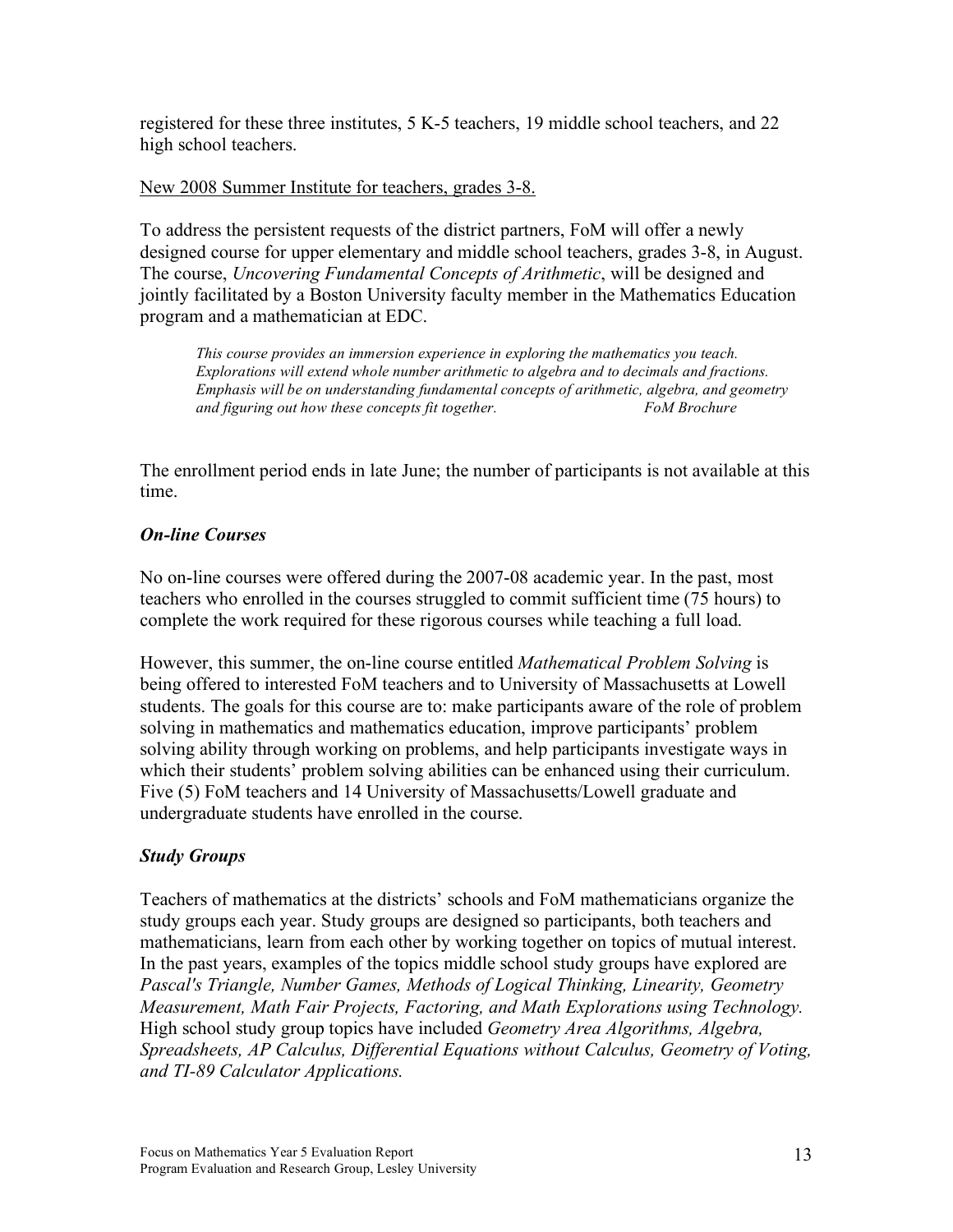registered for these three institutes, 5 K-5 teachers, 19 middle school teachers, and 22 high school teachers.

New 2008 Summer Institute for teachers, grades 3-8.

To address the persistent requests of the district partners, FoM will offer a newly designed course for upper elementary and middle school teachers, grades 3-8, in August. The course, *Uncovering Fundamental Concepts of Arithmetic*, will be designed and jointly facilitated by a Boston University faculty member in the Mathematics Education program and a mathematician at EDC.

> *This course provides an immersion experience in exploring the mathematics you teach. Explorations will extend whole number arithmetic to algebra and to decimals and fractions. Emphasis will be on understanding fundamental concepts of arithmetic, algebra, and geometry and figuring out how these concepts fit together.* *FoM Brochure*

The enrollment period ends in late June; the number of participants is not available at this time.

### *On-line Courses*

No on-line courses were offered during the 2007-08 academic year. In the past, most teachers who enrolled in the courses struggled to commit sufficient time (75 hours) to complete the work required for these rigorous courses while teaching a full load.

However, this summer, the on-line course entitled *Mathematical Problem Solving* is being offered to interested FoM teachers and to University of Massachusetts at Lowell students. The goals for this course are to: make participants aware of the role of problem solving in mathematics and mathematics education, improve participants' problem solving ability through working on problems, and help participants investigate ways in which their students' problem solving abilities can be enhanced using their curriculum. Five (5) FoM teachers and 14 University of Massachusetts/Lowell graduate and undergraduate students have enrolled in the course.

### *Study Groups*

Teachers of mathematics at the districts' schools and FoM mathematicians organize the study groups each year. Study groups are designed so participants, both teachers and mathematicians, learn from each other by working together on topics of mutual interest. In the past years, examples of the topics middle school study groups have explored are *Pascal's Triangle, Number Games, Methods of Logical Thinking, Linearity, Geometry Measurement, Math Fair Projects, Factoring, and Math Explorations using Technology.* High school study group topics have included *Geometry Area Algorithms, Algebra, Spreadsheets, AP Calculus, Differential Equations without Calculus, Geometry of Voting, and TI-89 Calculator Applications.*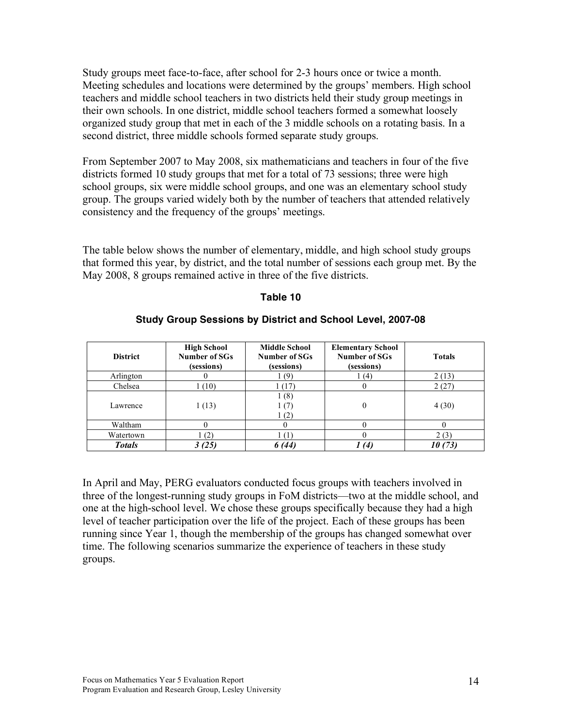Study groups meet face-to-face, after school for 2-3 hours once or twice a month. Meeting schedules and locations were determined by the groups' members. High school teachers and middle school teachers in two districts held their study group meetings in their own schools. In one district, middle school teachers formed a somewhat loosely organized study group that met in each of the 3 middle schools on a rotating basis. In a second district, three middle schools formed separate study groups.

From September 2007 to May 2008, six mathematicians and teachers in four of the five districts formed 10 study groups that met for a total of 73 sessions; three were high school groups, six were middle school groups, and one was an elementary school study group. The groups varied widely both by the number of teachers that attended relatively consistency and the frequency of the groups' meetings.

The table below shows the number of elementary, middle, and high school study groups that formed this year, by district, and the total number of sessions each group met. By the May 2008, 8 groups remained active in three of the five districts.

**Table 10**

**Study Group Sessions by District and School Level, 2007-08**

| District | High School Number of SGs (sessions) | Middle School Number of SGs (sessions) | Elementary School Number of SGs (sessions) | Totals |
|---|---|---|---|---|
| Arlington | 0 | 1 (9) | 1 (4) | 2 (13) |
| Chelsea | 1 (10) | 1 (17) | 0 | 2 (27) |
| Lawrence | 1 (13) | 1 (8)<br>1 (7)<br>1 (2) | 0 | 4 (30) |
| Waltham | 0 | 0 | 0 | 0 |
| Watertown | 1 (2) | 1 (1) | 0 | 2 (3) |
| ***Totals*** | ***3 (25)*** | ***6 (44)*** | ***1 (4)*** | ***10 (73)*** |

In April and May, PERG evaluators conducted focus groups with teachers involved in three of the longest-running study groups in FoM districts—two at the middle school, and one at the high-school level. We chose these groups specifically because they had a high level of teacher participation over the life of the project. Each of these groups has been running since Year 1, though the membership of the groups has changed somewhat over time. The following scenarios summarize the experience of teachers in these study groups.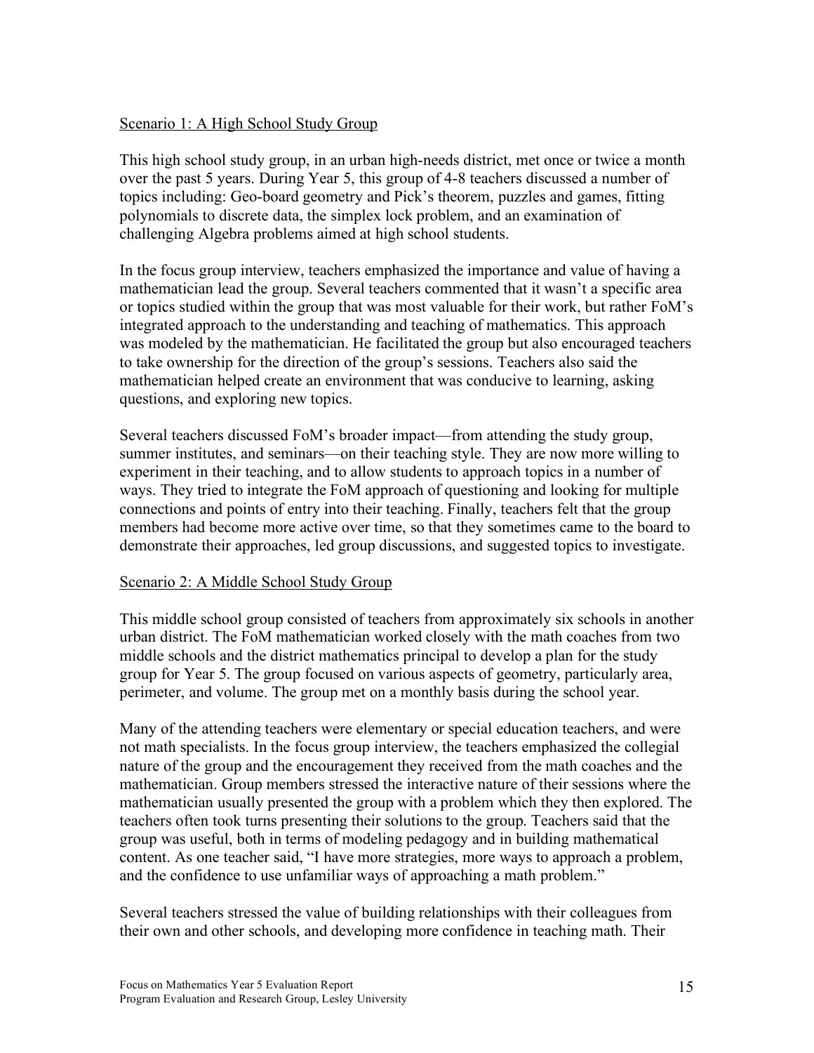Scenario 1: A High School Study Group

This high school study group, in an urban high-needs district, met once or twice a month over the past 5 years. During Year 5, this group of 4-8 teachers discussed a number of topics including: Geo-board geometry and Pick's theorem, puzzles and games, fitting polynomials to discrete data, the simplex lock problem, and an examination of challenging Algebra problems aimed at high school students.

In the focus group interview, teachers emphasized the importance and value of having a mathematician lead the group. Several teachers commented that it wasn't a specific area or topics studied within the group that was most valuable for their work, but rather FoM's integrated approach to the understanding and teaching of mathematics. This approach was modeled by the mathematician. He facilitated the group but also encouraged teachers to take ownership for the direction of the group's sessions. Teachers also said the mathematician helped create an environment that was conducive to learning, asking questions, and exploring new topics.

Several teachers discussed FoM's broader impact—from attending the study group, summer institutes, and seminars—on their teaching style. They are now more willing to experiment in their teaching, and to allow students to approach topics in a number of ways. They tried to integrate the FoM approach of questioning and looking for multiple connections and points of entry into their teaching. Finally, teachers felt that the group members had become more active over time, so that they sometimes came to the board to demonstrate their approaches, led group discussions, and suggested topics to investigate.

Scenario 2: A Middle School Study Group

This middle school group consisted of teachers from approximately six schools in another urban district. The FoM mathematician worked closely with the math coaches from two middle schools and the district mathematics principal to develop a plan for the study group for Year 5. The group focused on various aspects of geometry, particularly area, perimeter, and volume. The group met on a monthly basis during the school year.

Many of the attending teachers were elementary or special education teachers, and were not math specialists. In the focus group interview, the teachers emphasized the collegial nature of the group and the encouragement they received from the math coaches and the mathematician. Group members stressed the interactive nature of their sessions where the mathematician usually presented the group with a problem which they then explored. The teachers often took turns presenting their solutions to the group. Teachers said that the group was useful, both in terms of modeling pedagogy and in building mathematical content. As one teacher said, "I have more strategies, more ways to approach a problem, and the confidence to use unfamiliar ways of approaching a math problem."

Several teachers stressed the value of building relationships with their colleagues from their own and other schools, and developing more confidence in teaching math. Their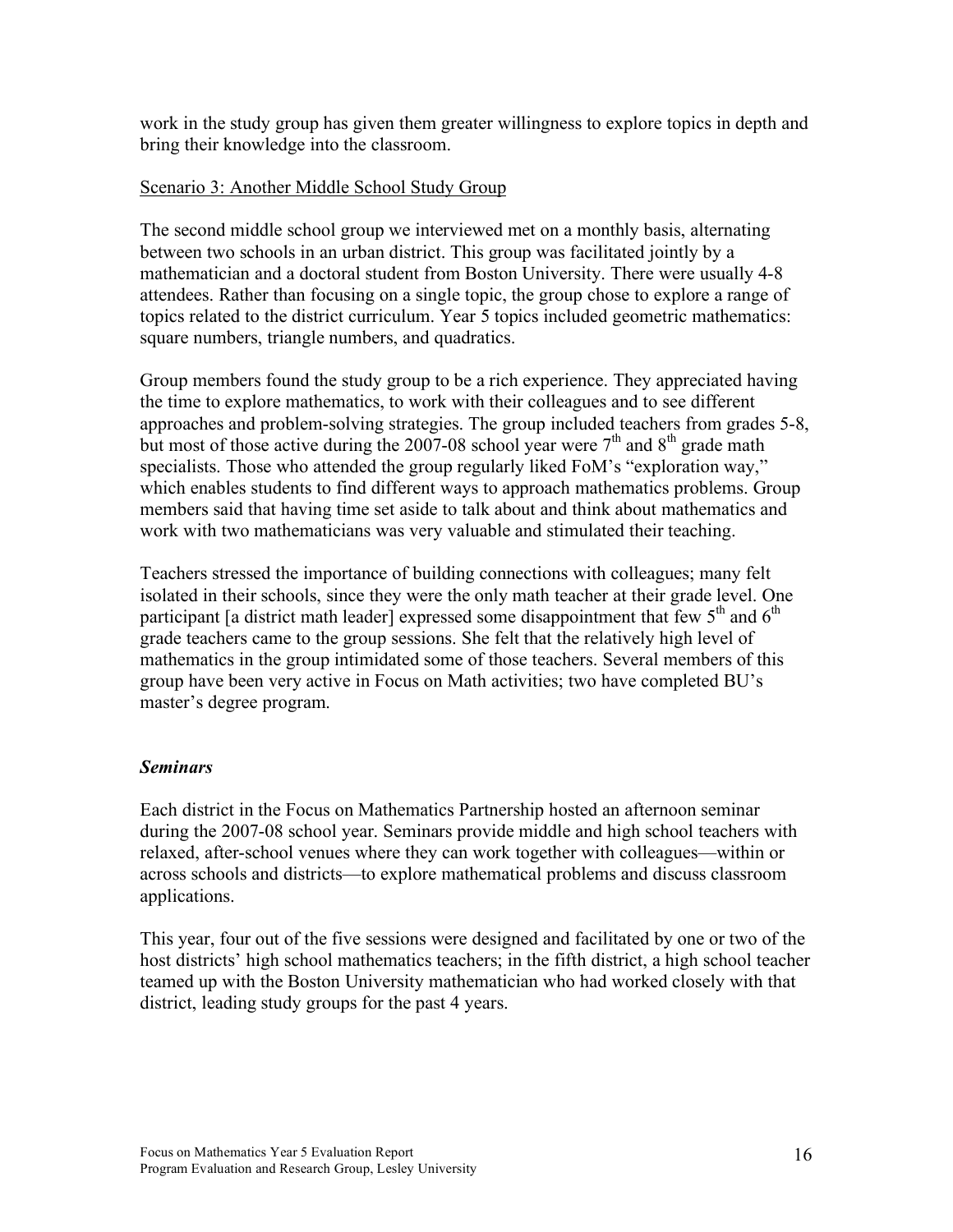work in the study group has given them greater willingness to explore topics in depth and bring their knowledge into the classroom.

Scenario 3: Another Middle School Study Group

The second middle school group we interviewed met on a monthly basis, alternating between two schools in an urban district. This group was facilitated jointly by a mathematician and a doctoral student from Boston University. There were usually 4-8 attendees. Rather than focusing on a single topic, the group chose to explore a range of topics related to the district curriculum. Year 5 topics included geometric mathematics: square numbers, triangle numbers, and quadratics.

Group members found the study group to be a rich experience. They appreciated having the time to explore mathematics, to work with their colleagues and to see different approaches and problem-solving strategies. The group included teachers from grades 5-8, but most of those active during the 2007-08 school year were 7th and 8th grade math specialists. Those who attended the group regularly liked FoM's "exploration way," which enables students to find different ways to approach mathematics problems. Group members said that having time set aside to talk about and think about mathematics and work with two mathematicians was very valuable and stimulated their teaching.

Teachers stressed the importance of building connections with colleagues; many felt isolated in their schools, since they were the only math teacher at their grade level. One participant [a district math leader] expressed some disappointment that few 5th and 6th grade teachers came to the group sessions. She felt that the relatively high level of mathematics in the group intimidated some of those teachers. Several members of this group have been very active in Focus on Math activities; two have completed BU's master's degree program.

### *Seminars*

Each district in the Focus on Mathematics Partnership hosted an afternoon seminar during the 2007-08 school year. Seminars provide middle and high school teachers with relaxed, after-school venues where they can work together with colleagues—within or across schools and districts—to explore mathematical problems and discuss classroom applications.

This year, four out of the five sessions were designed and facilitated by one or two of the host districts' high school mathematics teachers; in the fifth district, a high school teacher teamed up with the Boston University mathematician who had worked closely with that district, leading study groups for the past 4 years.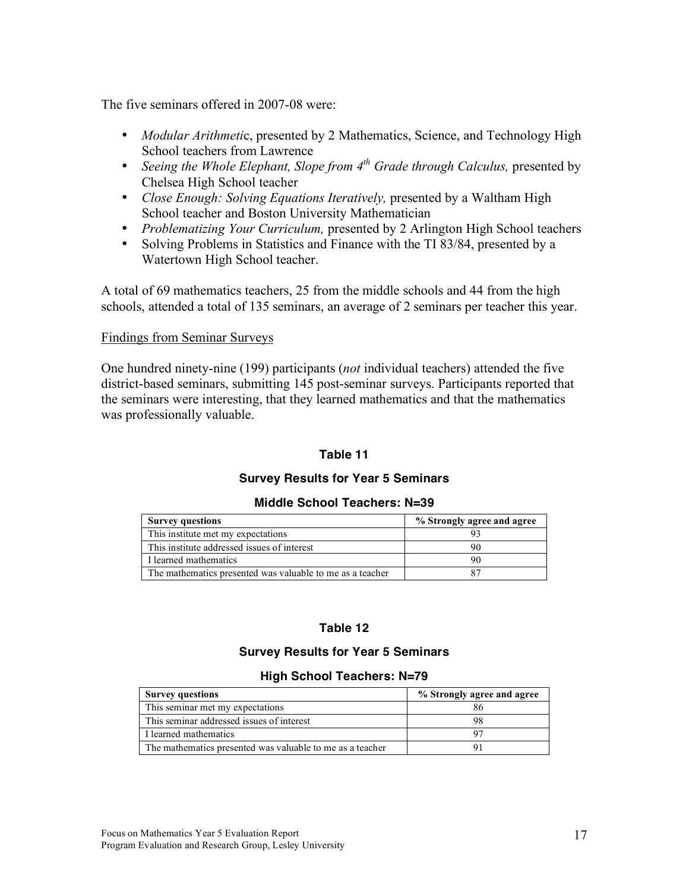The five seminars offered in 2007-08 were:

- *Modular Arithmetic*, presented by 2 Mathematics, Science, and Technology High School teachers from Lawrence
- *Seeing the Whole Elephant, Slope from 4th Grade through Calculus,* presented by Chelsea High School teacher
- *Close Enough: Solving Equations Iteratively,* presented by a Waltham High School teacher and Boston University Mathematician
- *Problematizing Your Curriculum,* presented by 2 Arlington High School teachers
- Solving Problems in Statistics and Finance with the TI 83/84, presented by a Watertown High School teacher.

A total of 69 mathematics teachers, 25 from the middle schools and 44 from the high schools, attended a total of 135 seminars, an average of 2 seminars per teacher this year.

Findings from Seminar Surveys

One hundred ninety-nine (199) participants (*not* individual teachers) attended the five district-based seminars, submitting 145 post-seminar surveys. Participants reported that the seminars were interesting, that they learned mathematics and that the mathematics was professionally valuable.

**Table 11**

**Survey Results for Year 5 Seminars**

**Middle School Teachers: N=39**

| Survey questions | % Strongly agree and agree |
|---|---|
| This institute met my expectations | 93 |
| This institute addressed issues of interest | 90 |
| I learned mathematics | 90 |
| The mathematics presented was valuable to me as a teacher | 87 |

**Table 12**

**Survey Results for Year 5 Seminars**

**High School Teachers: N=79**

| Survey questions | % Strongly agree and agree |
|---|---|
| This seminar met my expectations | 86 |
| This seminar addressed issues of interest | 98 |
| I learned mathematics | 97 |
| The mathematics presented was valuable to me as a teacher | 91 |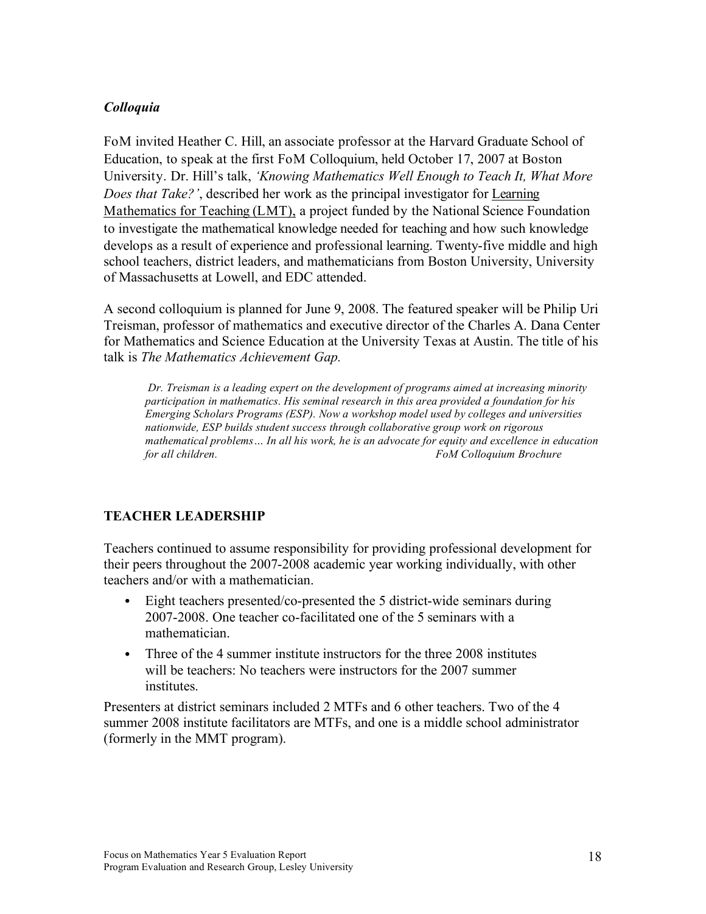### *Colloquia*

FoM invited Heather C. Hill, an associate professor at the Harvard Graduate School of Education, to speak at the first FoM Colloquium, held October 17, 2007 at Boston University. Dr. Hill's talk, *'Knowing Mathematics Well Enough to Teach It, What More Does that Take?'*, described her work as the principal investigator for Learning Mathematics for Teaching (LMT), a project funded by the National Science Foundation to investigate the mathematical knowledge needed for teaching and how such knowledge develops as a result of experience and professional learning. Twenty-five middle and high school teachers, district leaders, and mathematicians from Boston University, University of Massachusetts at Lowell, and EDC attended.

A second colloquium is planned for June 9, 2008. The featured speaker will be Philip Uri Treisman, professor of mathematics and executive director of the Charles A. Dana Center for Mathematics and Science Education at the University Texas at Austin. The title of his talk is *The Mathematics Achievement Gap.*

> *Dr. Treisman is a leading expert on the development of programs aimed at increasing minority participation in mathematics. His seminal research in this area provided a foundation for his Emerging Scholars Programs (ESP). Now a workshop model used by colleges and universities nationwide, ESP builds student success through collaborative group work on rigorous mathematical problems… In all his work, he is an advocate for equity and excellence in education for all children.* *FoM Colloquium Brochure*

## TEACHER LEADERSHIP

Teachers continued to assume responsibility for providing professional development for their peers throughout the 2007-2008 academic year working individually, with other teachers and/or with a mathematician.

- Eight teachers presented/co-presented the 5 district-wide seminars during 2007-2008. One teacher co-facilitated one of the 5 seminars with a mathematician.
- Three of the 4 summer institute instructors for the three 2008 institutes will be teachers: No teachers were instructors for the 2007 summer institutes.

Presenters at district seminars included 2 MTFs and 6 other teachers. Two of the 4 summer 2008 institute facilitators are MTFs, and one is a middle school administrator (formerly in the MMT program).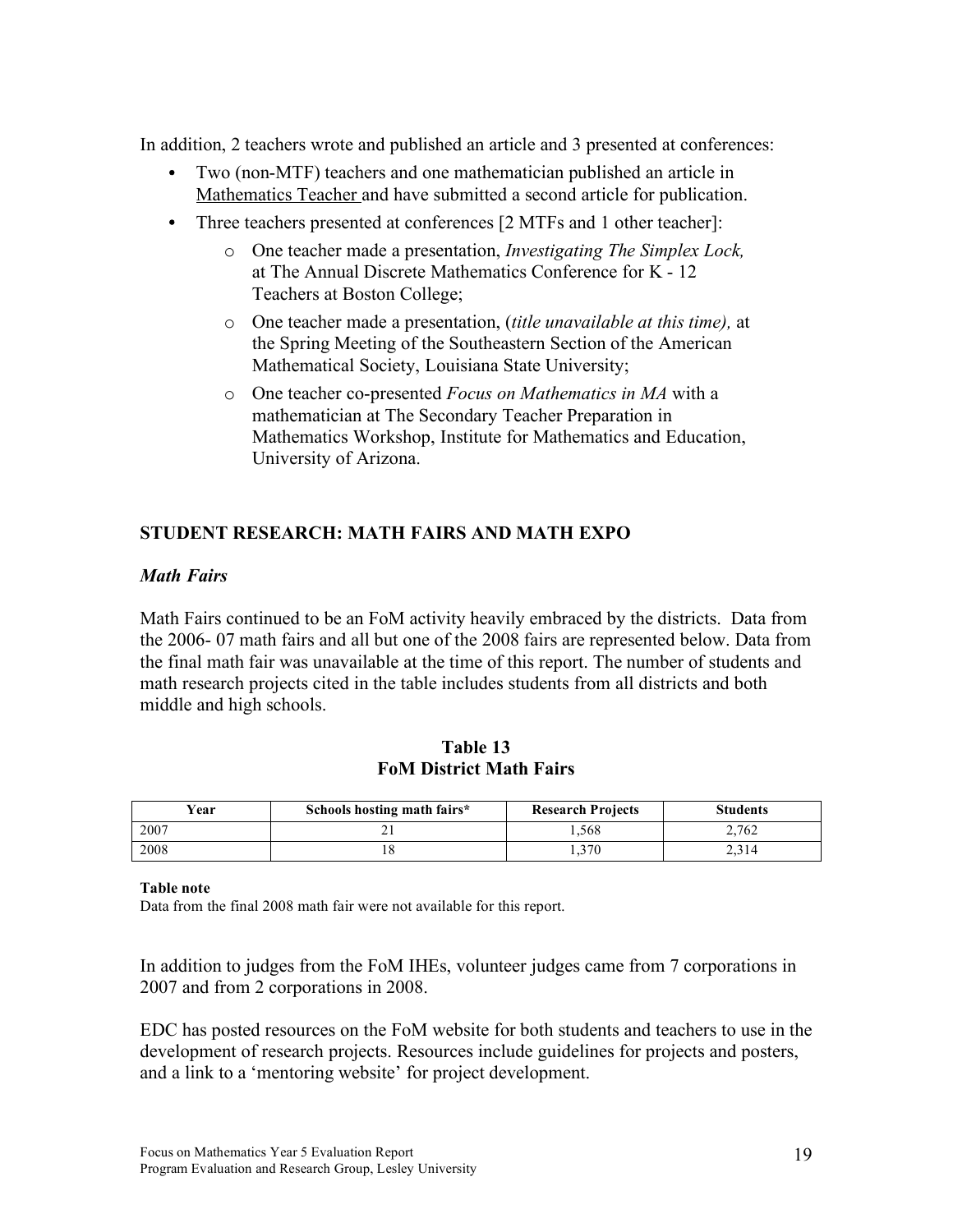In addition, 2 teachers wrote and published an article and 3 presented at conferences:

- Two (non-MTF) teachers and one mathematician published an article in Mathematics Teacher and have submitted a second article for publication.
- Three teachers presented at conferences [2 MTFs and 1 other teacher]:
  - One teacher made a presentation, *Investigating The Simplex Lock,* at The Annual Discrete Mathematics Conference for K - 12 Teachers at Boston College;
  - One teacher made a presentation, (*title unavailable at this time),* at the Spring Meeting of the Southeastern Section of the American Mathematical Society, Louisiana State University;
  - One teacher co-presented *Focus on Mathematics in MA* with a mathematician at The Secondary Teacher Preparation in Mathematics Workshop, Institute for Mathematics and Education, University of Arizona.

## STUDENT RESEARCH: MATH FAIRS AND MATH EXPO

### *Math Fairs*

Math Fairs continued to be an FoM activity heavily embraced by the districts. Data from the 2006- 07 math fairs and all but one of the 2008 fairs are represented below. Data from the final math fair was unavailable at the time of this report. The number of students and math research projects cited in the table includes students from all districts and both middle and high schools.

**Table 13**
**FoM District Math Fairs**

| Year | Schools hosting math fairs* | Research Projects | Students |
|---|---|---|---|
| 2007 | 21 | 1,568 | 2,762 |
| 2008 | 18 | 1,370 | 2,314 |

**Table note**
Data from the final 2008 math fair were not available for this report.

In addition to judges from the FoM IHEs, volunteer judges came from 7 corporations in 2007 and from 2 corporations in 2008.

EDC has posted resources on the FoM website for both students and teachers to use in the development of research projects. Resources include guidelines for projects and posters, and a link to a 'mentoring website' for project development.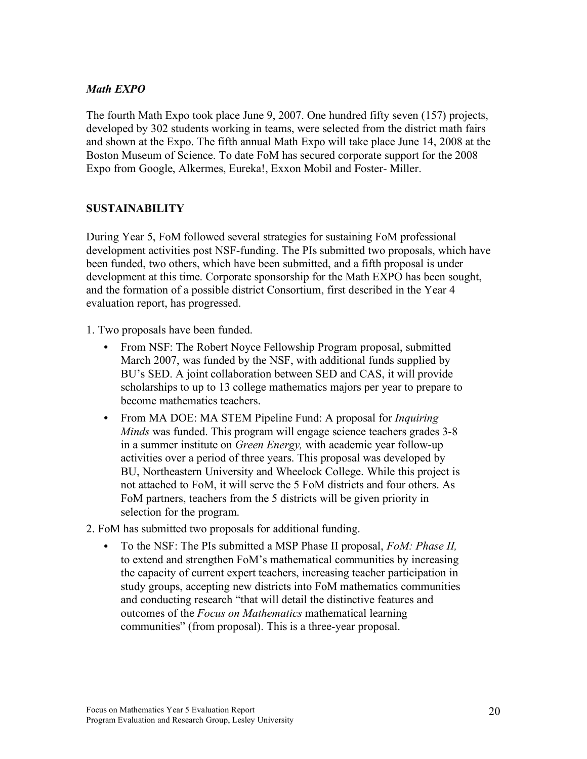### *Math EXPO*

The fourth Math Expo took place June 9, 2007. One hundred fifty seven (157) projects, developed by 302 students working in teams, were selected from the district math fairs and shown at the Expo. The fifth annual Math Expo will take place June 14, 2008 at the Boston Museum of Science. To date FoM has secured corporate support for the 2008 Expo from Google, Alkermes, Eureka!, Exxon Mobil and Foster- Miller.

## SUSTAINABILITY

During Year 5, FoM followed several strategies for sustaining FoM professional development activities post NSF-funding. The PIs submitted two proposals, which have been funded, two others, which have been submitted, and a fifth proposal is under development at this time. Corporate sponsorship for the Math EXPO has been sought, and the formation of a possible district Consortium, first described in the Year 4 evaluation report, has progressed.

1. Two proposals have been funded.
   - From NSF: The Robert Noyce Fellowship Program proposal, submitted March 2007, was funded by the NSF, with additional funds supplied by BU's SED. A joint collaboration between SED and CAS, it will provide scholarships to up to 13 college mathematics majors per year to prepare to become mathematics teachers.
   - From MA DOE: MA STEM Pipeline Fund: A proposal for *Inquiring Minds* was funded. This program will engage science teachers grades 3-8 in a summer institute on *Green Energy,* with academic year follow-up activities over a period of three years. This proposal was developed by BU, Northeastern University and Wheelock College. While this project is not attached to FoM, it will serve the 5 FoM districts and four others. As FoM partners, teachers from the 5 districts will be given priority in selection for the program.
2. FoM has submitted two proposals for additional funding.
   - To the NSF: The PIs submitted a MSP Phase II proposal, *FoM: Phase II,* to extend and strengthen FoM's mathematical communities by increasing the capacity of current expert teachers, increasing teacher participation in study groups, accepting new districts into FoM mathematics communities and conducting research "that will detail the distinctive features and outcomes of the *Focus on Mathematics* mathematical learning communities" (from proposal). This is a three-year proposal.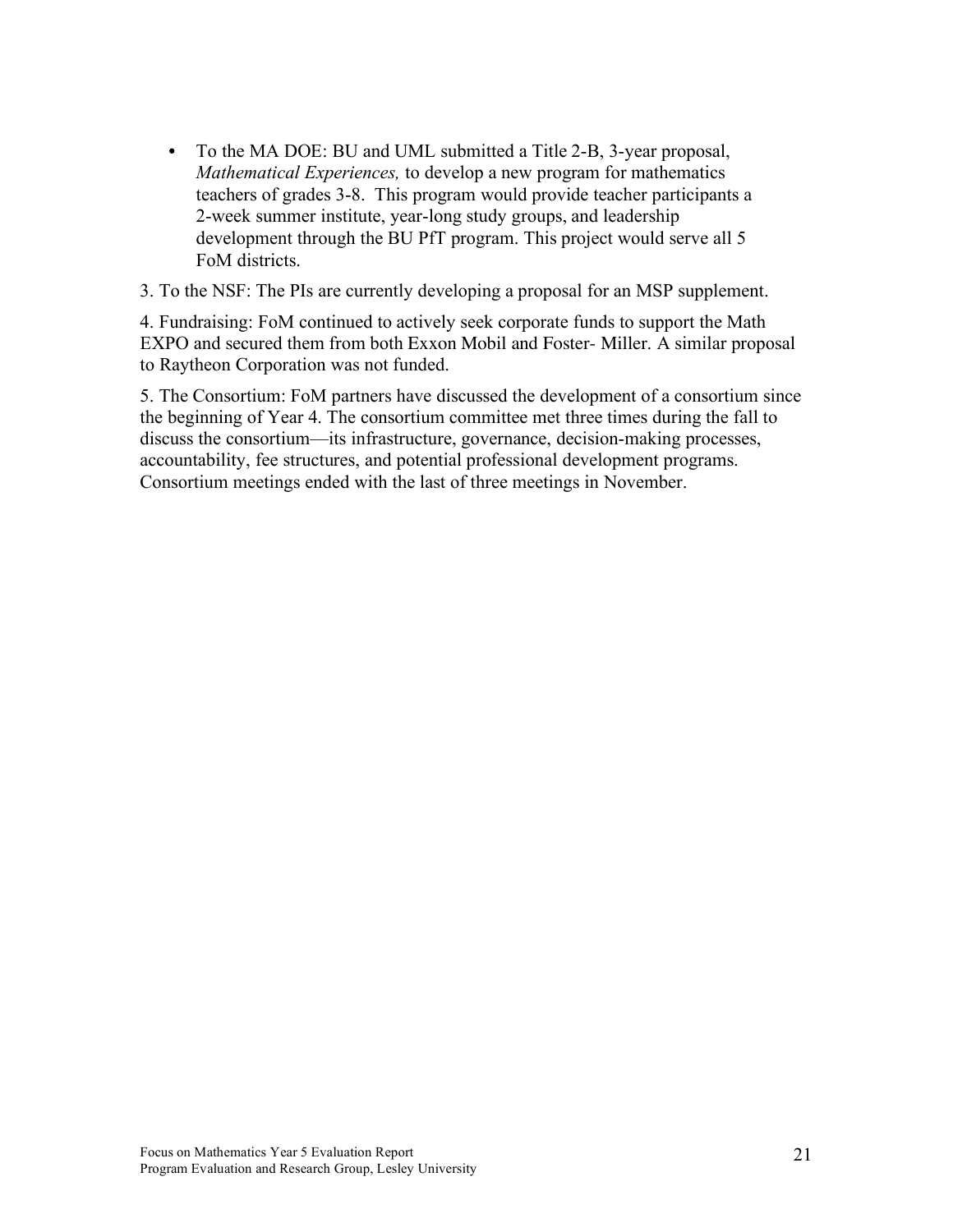- To the MA DOE: BU and UML submitted a Title 2-B, 3-year proposal, *Mathematical Experiences,* to develop a new program for mathematics teachers of grades 3-8. This program would provide teacher participants a 2-week summer institute, year-long study groups, and leadership development through the BU PfT program. This project would serve all 5 FoM districts.

3. To the NSF: The PIs are currently developing a proposal for an MSP supplement.

4. Fundraising: FoM continued to actively seek corporate funds to support the Math EXPO and secured them from both Exxon Mobil and Foster- Miller. A similar proposal to Raytheon Corporation was not funded.

5. The Consortium: FoM partners have discussed the development of a consortium since the beginning of Year 4. The consortium committee met three times during the fall to discuss the consortium—its infrastructure, governance, decision-making processes, accountability, fee structures, and potential professional development programs. Consortium meetings ended with the last of three meetings in November.